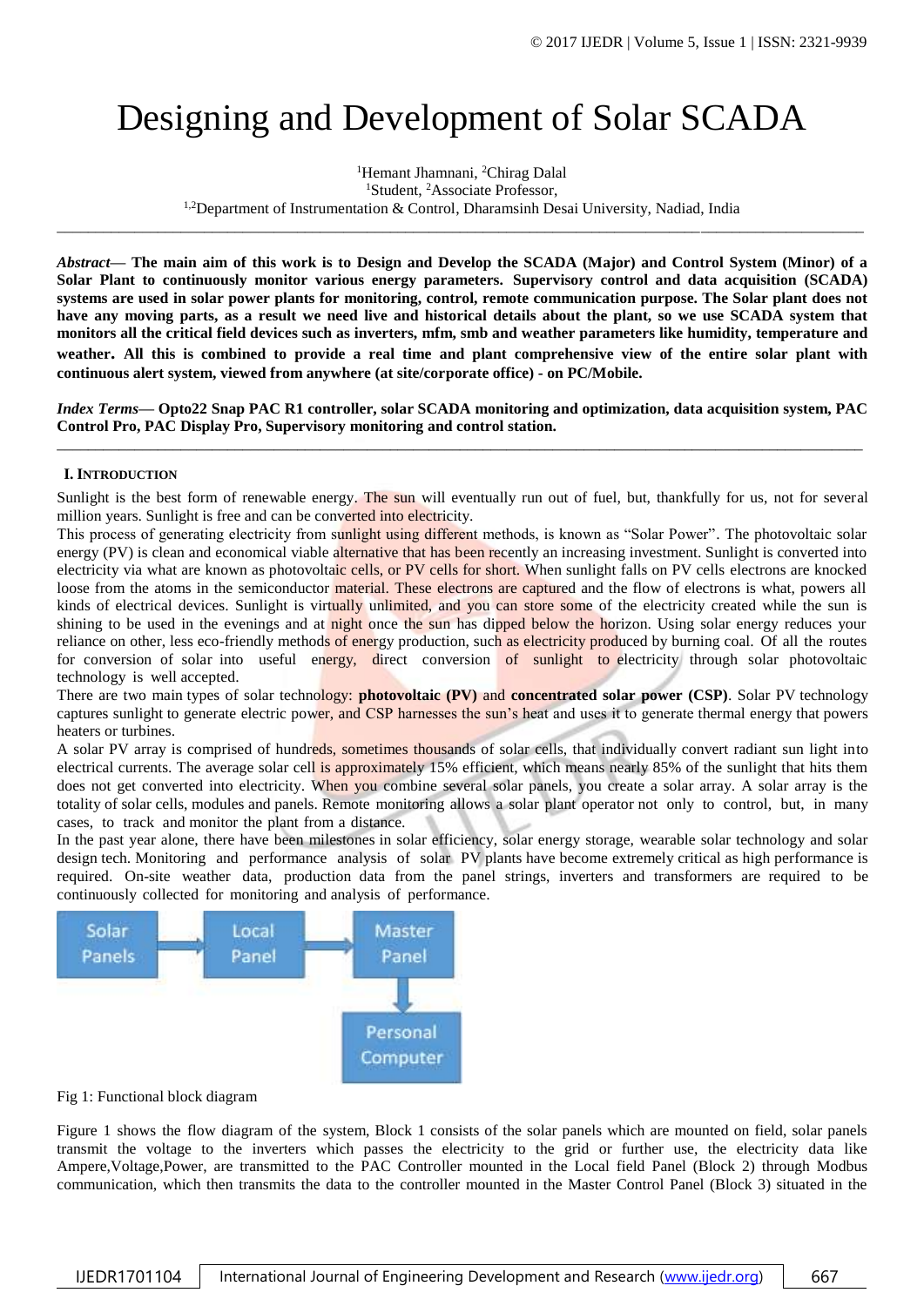# Designing and Development of Solar SCADA

[1]Hemant Jhamnani, [2]Chirag Dalal
[1]Student, [2]Associate Professor,
[1,2]Department of Instrumentation & Control, Dharamsinh Desai University, Nadiad, India

***Abstract*— The main aim of this work is to Design and Develop the SCADA (Major) and Control System (Minor) of a Solar Plant to continuously monitor various energy parameters. Supervisory control and data acquisition (SCADA) systems are used in solar power plants for monitoring, control, remote communication purpose. The Solar plant does not have any moving parts, as a result we need live and historical details about the plant, so we use SCADA system that monitors all the critical field devices such as inverters, mfm, smb and weather parameters like humidity, temperature and weather. All this is combined to provide a real time and plant comprehensive view of the entire solar plant with continuous alert system, viewed from anywhere (at site/corporate office) - on PC/Mobile.**

***Index Terms*— Opto22 Snap PAC R1 controller, solar SCADA monitoring and optimization, data acquisition system, PAC Control Pro, PAC Display Pro, Supervisory monitoring and control station.**

## I. Introduction

Sunlight is the best form of renewable energy. The sun will eventually run out of fuel, but, thankfully for us, not for several million years. Sunlight is free and can be converted into electricity.

This process of generating electricity from sunlight using different methods, is known as "Solar Power". The photovoltaic solar energy (PV) is clean and economical viable alternative that has been recently an increasing investment. Sunlight is converted into electricity via what are known as photovoltaic cells, or PV cells for short. When sunlight falls on PV cells electrons are knocked loose from the atoms in the semiconductor material. These electrons are captured and the flow of electrons is what, powers all kinds of electrical devices. Sunlight is virtually unlimited, and you can store some of the electricity created while the sun is shining to be used in the evenings and at night once the sun has dipped below the horizon. Using solar energy reduces your reliance on other, less eco-friendly methods of energy production, such as electricity produced by burning coal. Of all the routes for conversion of solar into useful energy, direct conversion of sunlight to electricity through solar photovoltaic technology is well accepted.

There are two main types of solar technology: **photovoltaic (PV)** and **concentrated solar power (CSP)**. Solar PV technology captures sunlight to generate electric power, and CSP harnesses the sun's heat and uses it to generate thermal energy that powers heaters or turbines.

A solar PV array is comprised of hundreds, sometimes thousands of solar cells, that individually convert radiant sun light into electrical currents. The average solar cell is approximately 15% efficient, which means nearly 85% of the sunlight that hits them does not get converted into electricity. When you combine several solar panels, you create a solar array. A solar array is the totality of solar cells, modules and panels. Remote monitoring allows a solar plant operator not only to control, but, in many cases, to track and monitor the plant from a distance.

In the past year alone, there have been milestones in solar efficiency, solar energy storage, wearable solar technology and solar design tech. Monitoring and performance analysis of solar PV plants have become extremely critical as high performance is required. On-site weather data, production data from the panel strings, inverters and transformers are required to be continuously collected for monitoring and analysis of performance.

Solar Panels → Local Panel → Master Panel → Personal Computer

Fig 1: Functional block diagram

Figure 1 shows the flow diagram of the system, Block 1 consists of the solar panels which are mounted on field, solar panels transmit the voltage to the inverters which passes the electricity to the grid or further use, the electricity data like Ampere,Voltage,Power, are transmitted to the PAC Controller mounted in the Local field Panel (Block 2) through Modbus communication, which then transmits the data to the controller mounted in the Master Control Panel (Block 3) situated in the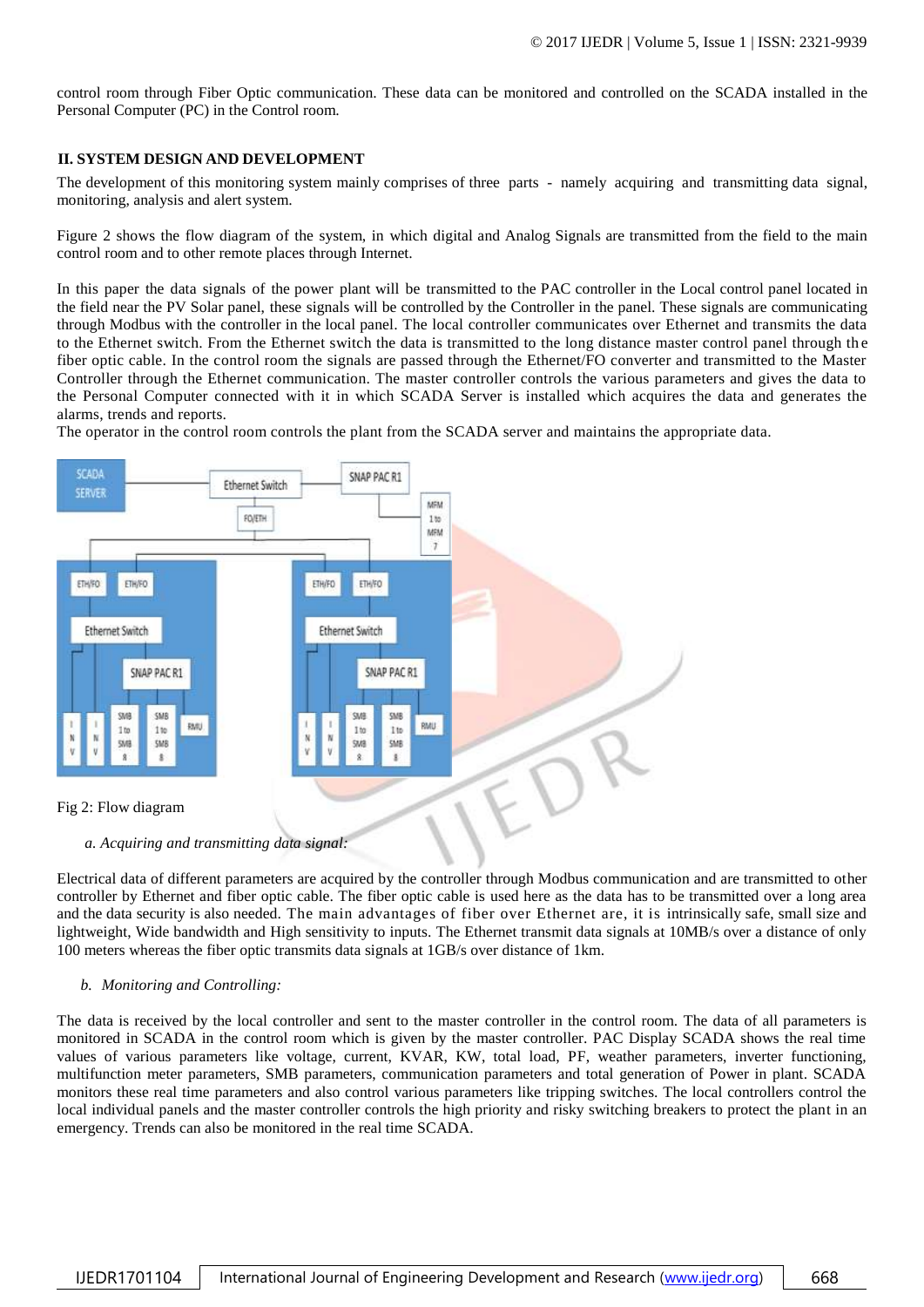control room through Fiber Optic communication. These data can be monitored and controlled on the SCADA installed in the Personal Computer (PC) in the Control room.

## II. SYSTEM DESIGN AND DEVELOPMENT

The development of this monitoring system mainly comprises of three parts - namely acquiring and transmitting data signal, monitoring, analysis and alert system.

Figure 2 shows the flow diagram of the system, in which digital and Analog Signals are transmitted from the field to the main control room and to other remote places through Internet.

In this paper the data signals of the power plant will be transmitted to the PAC controller in the Local control panel located in the field near the PV Solar panel, these signals will be controlled by the Controller in the panel. These signals are communicating through Modbus with the controller in the local panel. The local controller communicates over Ethernet and transmits the data to the Ethernet switch. From the Ethernet switch the data is transmitted to the long distance master control panel through the fiber optic cable. In the control room the signals are passed through the Ethernet/FO converter and transmitted to the Master Controller through the Ethernet communication. The master controller controls the various parameters and gives the data to the Personal Computer connected with it in which SCADA Server is installed which acquires the data and generates the alarms, trends and reports.
The operator in the control room controls the plant from the SCADA server and maintains the appropriate data.

Fig 2: Flow diagram

### *a. Acquiring and transmitting data signal:*

Electrical data of different parameters are acquired by the controller through Modbus communication and are transmitted to other controller by Ethernet and fiber optic cable. The fiber optic cable is used here as the data has to be transmitted over a long area and the data security is also needed. The main advantages of fiber over Ethernet are, it is intrinsically safe, small size and lightweight, Wide bandwidth and High sensitivity to inputs. The Ethernet transmit data signals at 10MB/s over a distance of only 100 meters whereas the fiber optic transmits data signals at 1GB/s over distance of 1km.

### *b. Monitoring and Controlling:*

The data is received by the local controller and sent to the master controller in the control room. The data of all parameters is monitored in SCADA in the control room which is given by the master controller. PAC Display SCADA shows the real time values of various parameters like voltage, current, KVAR, KW, total load, PF, weather parameters, inverter functioning, multifunction meter parameters, SMB parameters, communication parameters and total generation of Power in plant. SCADA monitors these real time parameters and also control various parameters like tripping switches. The local controllers control the local individual panels and the master controller controls the high priority and risky switching breakers to protect the plant in an emergency. Trends can also be monitored in the real time SCADA.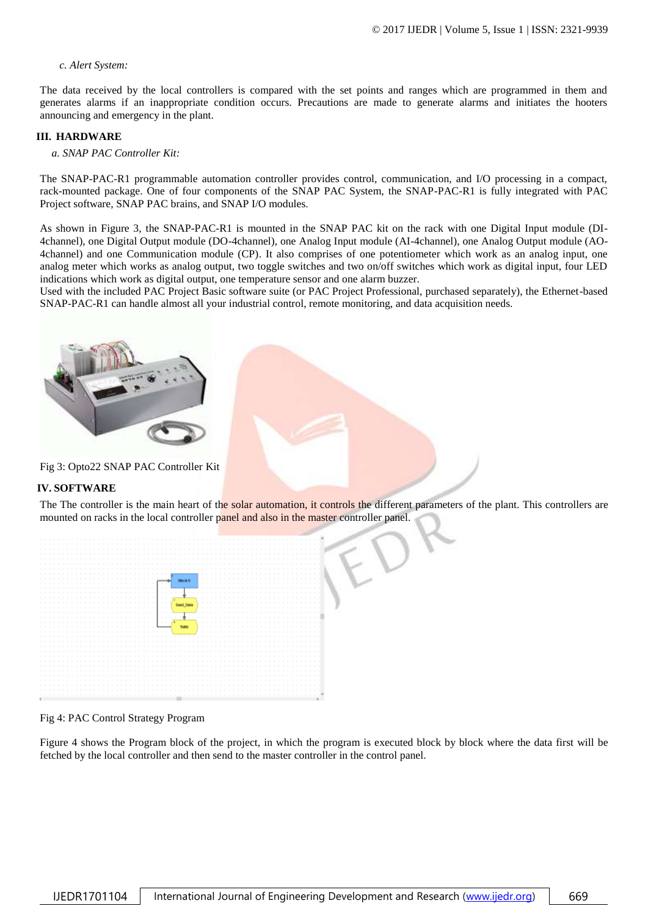*c. Alert System:*

The data received by the local controllers is compared with the set points and ranges which are programmed in them and generates alarms if an inappropriate condition occurs. Precautions are made to generate alarms and initiates the hooters announcing and emergency in the plant.

## III. HARDWARE

*a. SNAP PAC Controller Kit:*

The SNAP-PAC-R1 programmable automation controller provides control, communication, and I/O processing in a compact, rack-mounted package. One of four components of the SNAP PAC System, the SNAP-PAC-R1 is fully integrated with PAC Project software, SNAP PAC brains, and SNAP I/O modules.

As shown in Figure 3, the SNAP-PAC-R1 is mounted in the SNAP PAC kit on the rack with one Digital Input module (DI-4channel), one Digital Output module (DO-4channel), one Analog Input module (AI-4channel), one Analog Output module (AO-4channel) and one Communication module (CP). It also comprises of one potentiometer which work as an analog input, one analog meter which works as analog output, two toggle switches and two on/off switches which work as digital input, four LED indications which work as digital output, one temperature sensor and one alarm buzzer.

Used with the included PAC Project Basic software suite (or PAC Project Professional, purchased separately), the Ethernet-based SNAP-PAC-R1 can handle almost all your industrial control, remote monitoring, and data acquisition needs.

Fig 3: Opto22 SNAP PAC Controller Kit

## IV. SOFTWARE

The The controller is the main heart of the solar automation, it controls the different parameters of the plant. This controllers are mounted on racks in the local controller panel and also in the master controller panel.

Fig 4: PAC Control Strategy Program

Figure 4 shows the Program block of the project, in which the program is executed block by block where the data first will be fetched by the local controller and then send to the master controller in the control panel.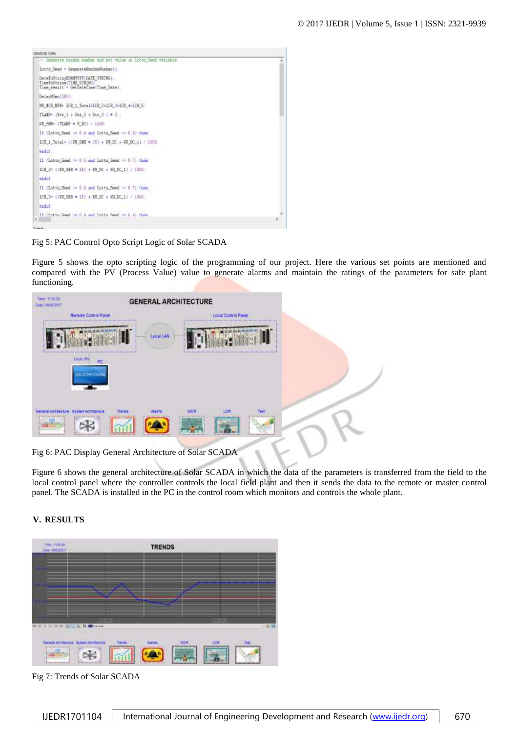Fig 5: PAC Control Opto Script Logic of Solar SCADA

Figure 5 shows the opto scripting logic of the programming of our project. Here the various set points are mentioned and compared with the PV (Process Value) value to generate alarms and maintain the ratings of the parameters for safe plant functioning.

Fig 6: PAC Display General Architecture of Solar SCADA

Figure 6 shows the general architecture of Solar SCADA in which the data of the parameters is transferred from the field to the local control panel where the controller controls the local field plant and then it sends the data to the remote or master control panel. The SCADA is installed in the PC in the control room which monitors and controls the whole plant.

## V. RESULTS

Fig 7: Trends of Solar SCADA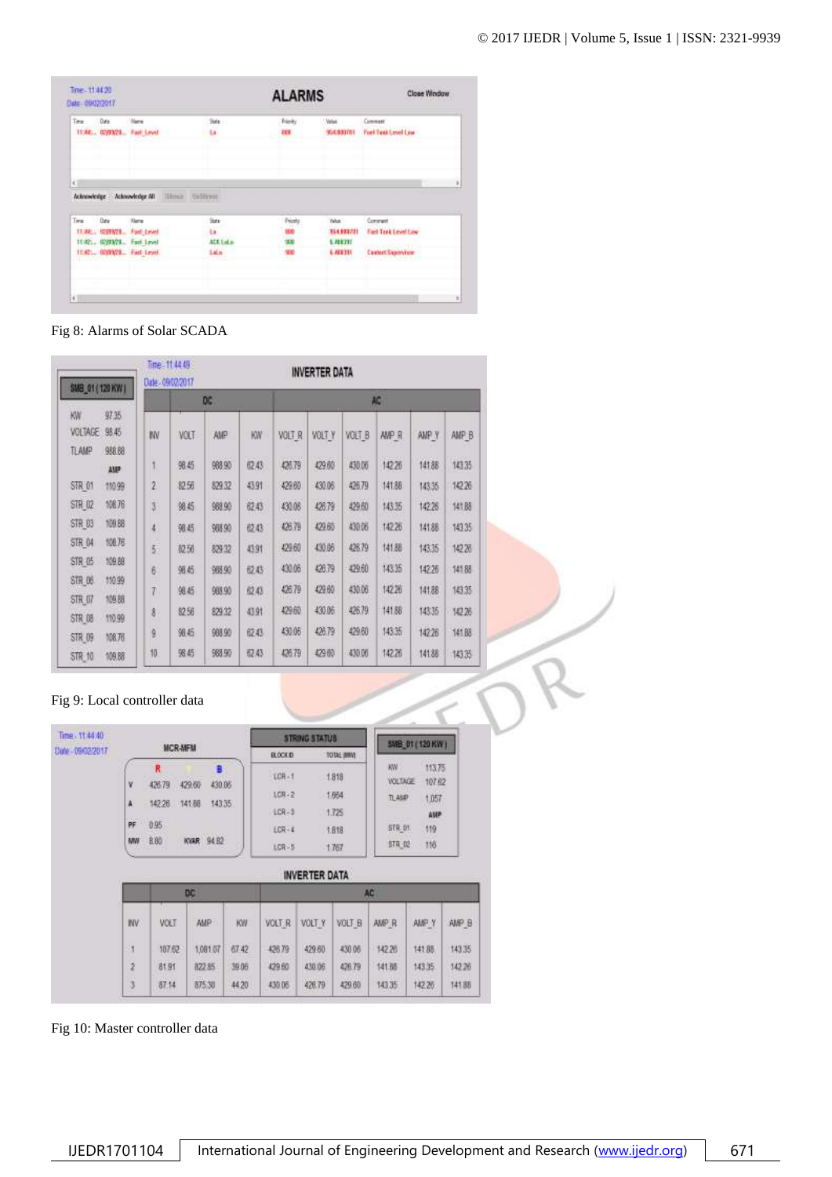Fig 8: Alarms of Solar SCADA

Fig 9: Local controller data

Fig 10: Master controller data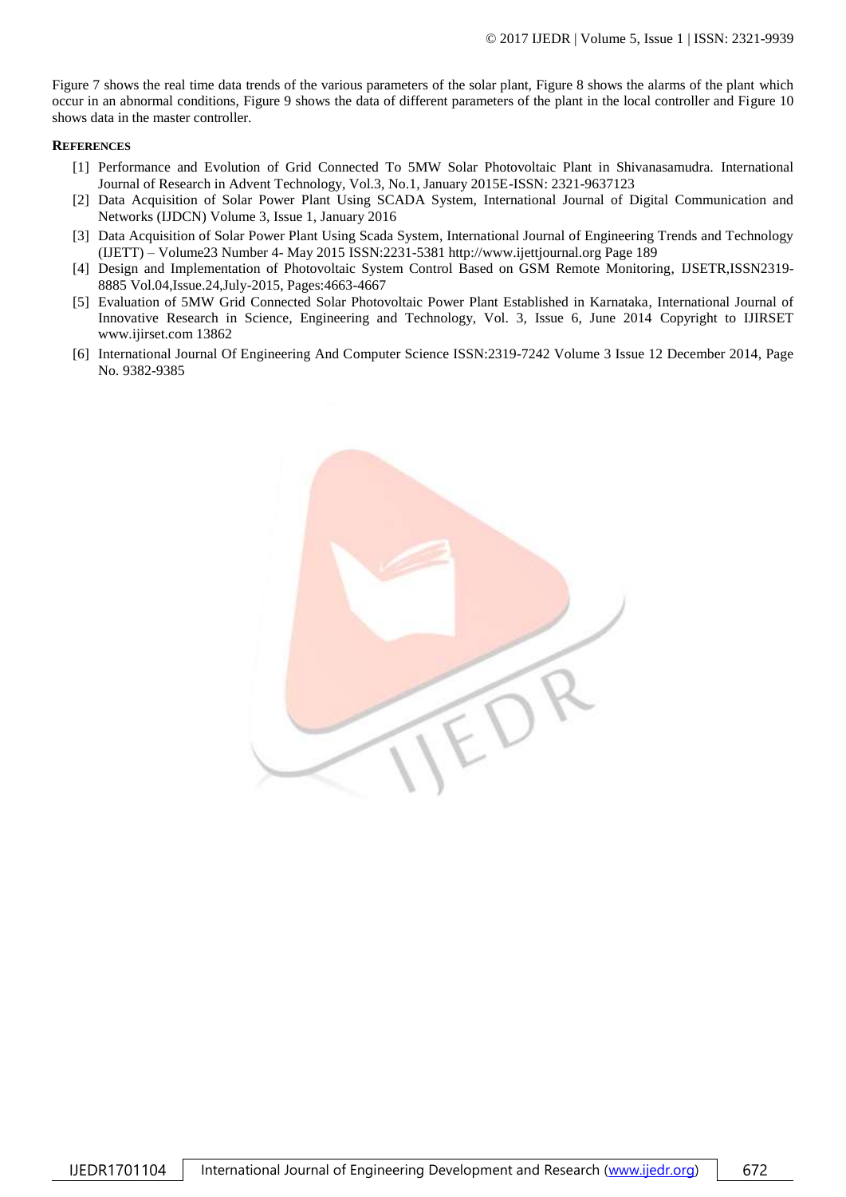Figure 7 shows the real time data trends of the various parameters of the solar plant, Figure 8 shows the alarms of the plant which occur in an abnormal conditions, Figure 9 shows the data of different parameters of the plant in the local controller and Figure 10 shows data in the master controller.

## REFERENCES

[1] Performance and Evolution of Grid Connected To 5MW Solar Photovoltaic Plant in Shivanasamudra. International Journal of Research in Advent Technology, Vol.3, No.1, January 2015E-ISSN: 2321-9637123

[2] Data Acquisition of Solar Power Plant Using SCADA System, International Journal of Digital Communication and Networks (IJDCN) Volume 3, Issue 1, January 2016

[3] Data Acquisition of Solar Power Plant Using Scada System, International Journal of Engineering Trends and Technology (IJETT) – Volume23 Number 4- May 2015 ISSN:2231-5381 http://www.ijettjournal.org Page 189

[4] Design and Implementation of Photovoltaic System Control Based on GSM Remote Monitoring, IJSETR,ISSN2319-8885 Vol.04,Issue.24,July-2015, Pages:4663-4667

[5] Evaluation of 5MW Grid Connected Solar Photovoltaic Power Plant Established in Karnataka, International Journal of Innovative Research in Science, Engineering and Technology, Vol. 3, Issue 6, June 2014 Copyright to IJIRSET www.ijirset.com 13862

[6] International Journal Of Engineering And Computer Science ISSN:2319-7242 Volume 3 Issue 12 December 2014, Page No. 9382-9385